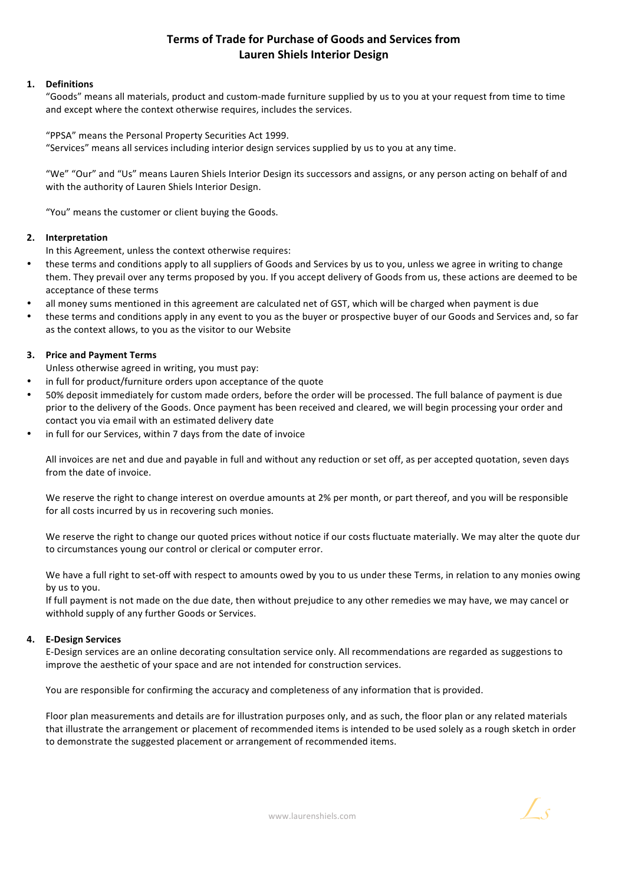# Terms of Trade for Purchase of Goods and Services from Lauren Shiels Interior Design

## 1. Definitions

"Goods" means all materials, product and custom-made furniture supplied by us to you at your request from time to time and except where the context otherwise requires, includes the services.

"PPSA" means the Personal Property Securities Act 1999.
"Services" means all services including interior design services supplied by us to you at any time.

"We" "Our" and "Us" means Lauren Shiels Interior Design its successors and assigns, or any person acting on behalf of and with the authority of Lauren Shiels Interior Design.

"You" means the customer or client buying the Goods.

## 2. Interpretation

In this Agreement, unless the context otherwise requires:

- these terms and conditions apply to all suppliers of Goods and Services by us to you, unless we agree in writing to change them. They prevail over any terms proposed by you. If you accept delivery of Goods from us, these actions are deemed to be acceptance of these terms
- all money sums mentioned in this agreement are calculated net of GST, which will be charged when payment is due
- these terms and conditions apply in any event to you as the buyer or prospective buyer of our Goods and Services and, so far as the context allows, to you as the visitor to our Website

## 3. Price and Payment Terms

Unless otherwise agreed in writing, you must pay:

- in full for product/furniture orders upon acceptance of the quote
- 50% deposit immediately for custom made orders, before the order will be processed. The full balance of payment is due prior to the delivery of the Goods. Once payment has been received and cleared, we will begin processing your order and contact you via email with an estimated delivery date
- in full for our Services, within 7 days from the date of invoice

All invoices are net and due and payable in full and without any reduction or set off, as per accepted quotation, seven days from the date of invoice.

We reserve the right to change interest on overdue amounts at 2% per month, or part thereof, and you will be responsible for all costs incurred by us in recovering such monies.

We reserve the right to change our quoted prices without notice if our costs fluctuate materially. We may alter the quote dur to circumstances young our control or clerical or computer error.

We have a full right to set-off with respect to amounts owed by you to us under these Terms, in relation to any monies owing by us to you.
If full payment is not made on the due date, then without prejudice to any other remedies we may have, we may cancel or withhold supply of any further Goods or Services.

## 4. E-Design Services

E-Design services are an online decorating consultation service only. All recommendations are regarded as suggestions to improve the aesthetic of your space and are not intended for construction services.

You are responsible for confirming the accuracy and completeness of any information that is provided.

Floor plan measurements and details are for illustration purposes only, and as such, the floor plan or any related materials that illustrate the arrangement or placement of recommended items is intended to be used solely as a rough sketch in order to demonstrate the suggested placement or arrangement of recommended items.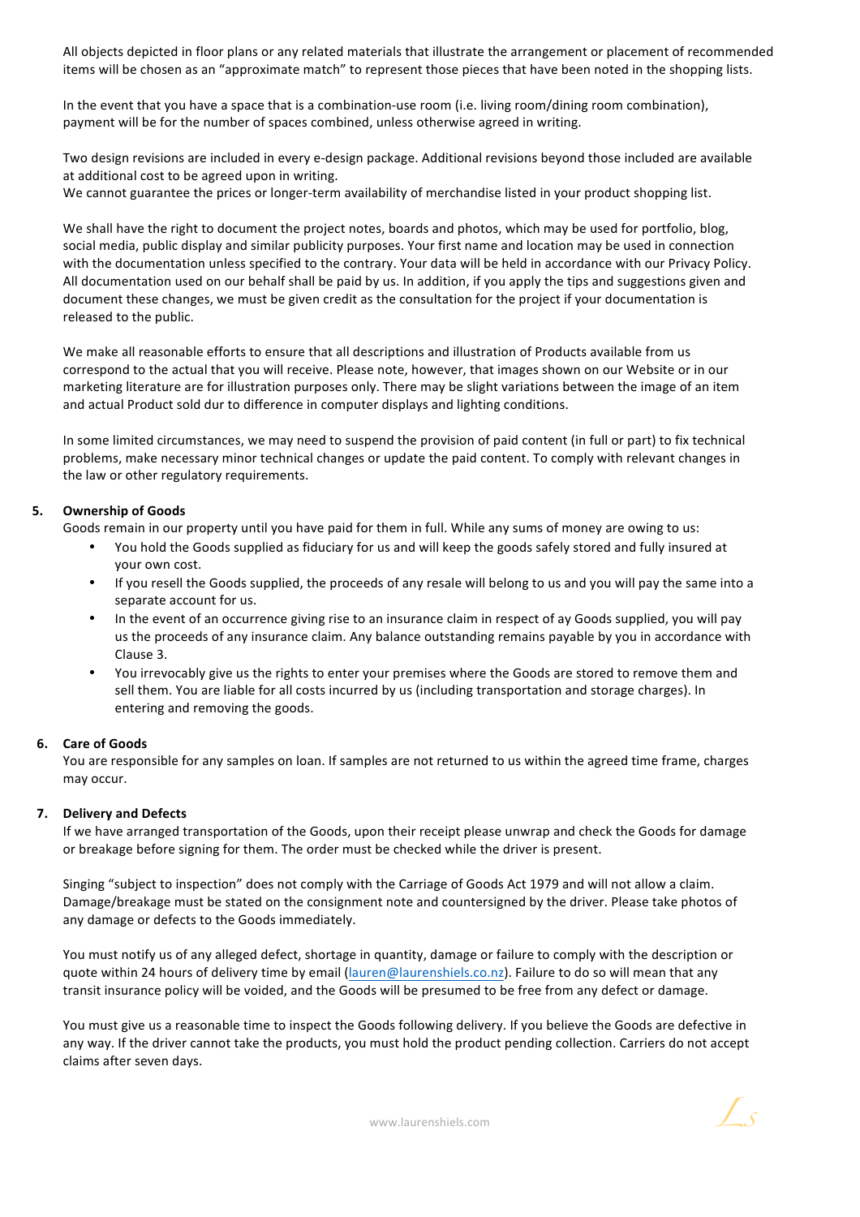All objects depicted in floor plans or any related materials that illustrate the arrangement or placement of recommended items will be chosen as an "approximate match" to represent those pieces that have been noted in the shopping lists.

In the event that you have a space that is a combination-use room (i.e. living room/dining room combination), payment will be for the number of spaces combined, unless otherwise agreed in writing.

Two design revisions are included in every e-design package. Additional revisions beyond those included are available at additional cost to be agreed upon in writing.
We cannot guarantee the prices or longer-term availability of merchandise listed in your product shopping list.

We shall have the right to document the project notes, boards and photos, which may be used for portfolio, blog, social media, public display and similar publicity purposes. Your first name and location may be used in connection with the documentation unless specified to the contrary. Your data will be held in accordance with our Privacy Policy. All documentation used on our behalf shall be paid by us. In addition, if you apply the tips and suggestions given and document these changes, we must be given credit as the consultation for the project if your documentation is released to the public.

We make all reasonable efforts to ensure that all descriptions and illustration of Products available from us correspond to the actual that you will receive. Please note, however, that images shown on our Website or in our marketing literature are for illustration purposes only. There may be slight variations between the image of an item and actual Product sold dur to difference in computer displays and lighting conditions.

In some limited circumstances, we may need to suspend the provision of paid content (in full or part) to fix technical problems, make necessary minor technical changes or update the paid content. To comply with relevant changes in the law or other regulatory requirements.

**5. Ownership of Goods**

Goods remain in our property until you have paid for them in full. While any sums of money are owing to us:

- You hold the Goods supplied as fiduciary for us and will keep the goods safely stored and fully insured at your own cost.
- If you resell the Goods supplied, the proceeds of any resale will belong to us and you will pay the same into a separate account for us.
- In the event of an occurrence giving rise to an insurance claim in respect of ay Goods supplied, you will pay us the proceeds of any insurance claim. Any balance outstanding remains payable by you in accordance with Clause 3.
- You irrevocably give us the rights to enter your premises where the Goods are stored to remove them and sell them. You are liable for all costs incurred by us (including transportation and storage charges). In entering and removing the goods.

**6. Care of Goods**

You are responsible for any samples on loan. If samples are not returned to us within the agreed time frame, charges may occur.

**7. Delivery and Defects**

If we have arranged transportation of the Goods, upon their receipt please unwrap and check the Goods for damage or breakage before signing for them. The order must be checked while the driver is present.

Singing "subject to inspection" does not comply with the Carriage of Goods Act 1979 and will not allow a claim. Damage/breakage must be stated on the consignment note and countersigned by the driver. Please take photos of any damage or defects to the Goods immediately.

You must notify us of any alleged defect, shortage in quantity, damage or failure to comply with the description or quote within 24 hours of delivery time by email (lauren@laurenshiels.co.nz). Failure to do so will mean that any transit insurance policy will be voided, and the Goods will be presumed to be free from any defect or damage.

You must give us a reasonable time to inspect the Goods following delivery. If you believe the Goods are defective in any way. If the driver cannot take the products, you must hold the product pending collection. Carriers do not accept claims after seven days.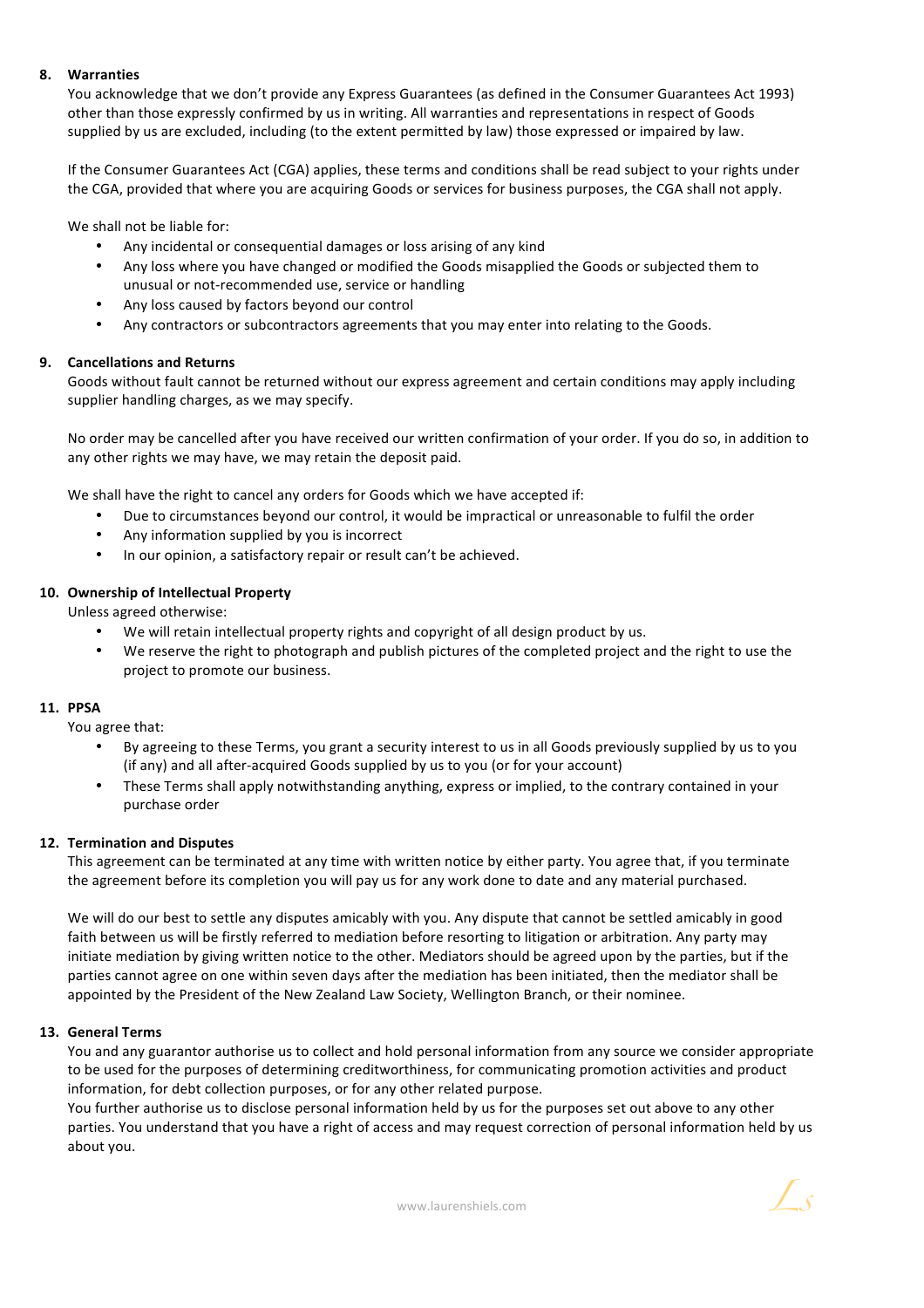## 8. Warranties

You acknowledge that we don't provide any Express Guarantees (as defined in the Consumer Guarantees Act 1993) other than those expressly confirmed by us in writing. All warranties and representations in respect of Goods supplied by us are excluded, including (to the extent permitted by law) those expressed or impaired by law.

If the Consumer Guarantees Act (CGA) applies, these terms and conditions shall be read subject to your rights under the CGA, provided that where you are acquiring Goods or services for business purposes, the CGA shall not apply.

We shall not be liable for:

- Any incidental or consequential damages or loss arising of any kind
- Any loss where you have changed or modified the Goods misapplied the Goods or subjected them to unusual or not-recommended use, service or handling
- Any loss caused by factors beyond our control
- Any contractors or subcontractors agreements that you may enter into relating to the Goods.

## 9. Cancellations and Returns

Goods without fault cannot be returned without our express agreement and certain conditions may apply including supplier handling charges, as we may specify.

No order may be cancelled after you have received our written confirmation of your order. If you do so, in addition to any other rights we may have, we may retain the deposit paid.

We shall have the right to cancel any orders for Goods which we have accepted if:

- Due to circumstances beyond our control, it would be impractical or unreasonable to fulfil the order
- Any information supplied by you is incorrect
- In our opinion, a satisfactory repair or result can't be achieved.

## 10. Ownership of Intellectual Property

Unless agreed otherwise:

- We will retain intellectual property rights and copyright of all design product by us.
- We reserve the right to photograph and publish pictures of the completed project and the right to use the project to promote our business.

## 11. PPSA

You agree that:

- By agreeing to these Terms, you grant a security interest to us in all Goods previously supplied by us to you (if any) and all after-acquired Goods supplied by us to you (or for your account)
- These Terms shall apply notwithstanding anything, express or implied, to the contrary contained in your purchase order

## 12. Termination and Disputes

This agreement can be terminated at any time with written notice by either party. You agree that, if you terminate the agreement before its completion you will pay us for any work done to date and any material purchased.

We will do our best to settle any disputes amicably with you. Any dispute that cannot be settled amicably in good faith between us will be firstly referred to mediation before resorting to litigation or arbitration. Any party may initiate mediation by giving written notice to the other. Mediators should be agreed upon by the parties, but if the parties cannot agree on one within seven days after the mediation has been initiated, then the mediator shall be appointed by the President of the New Zealand Law Society, Wellington Branch, or their nominee.

## 13. General Terms

You and any guarantor authorise us to collect and hold personal information from any source we consider appropriate to be used for the purposes of determining creditworthiness, for communicating promotion activities and product information, for debt collection purposes, or for any other related purpose.
You further authorise us to disclose personal information held by us for the purposes set out above to any other parties. You understand that you have a right of access and may request correction of personal information held by us about you.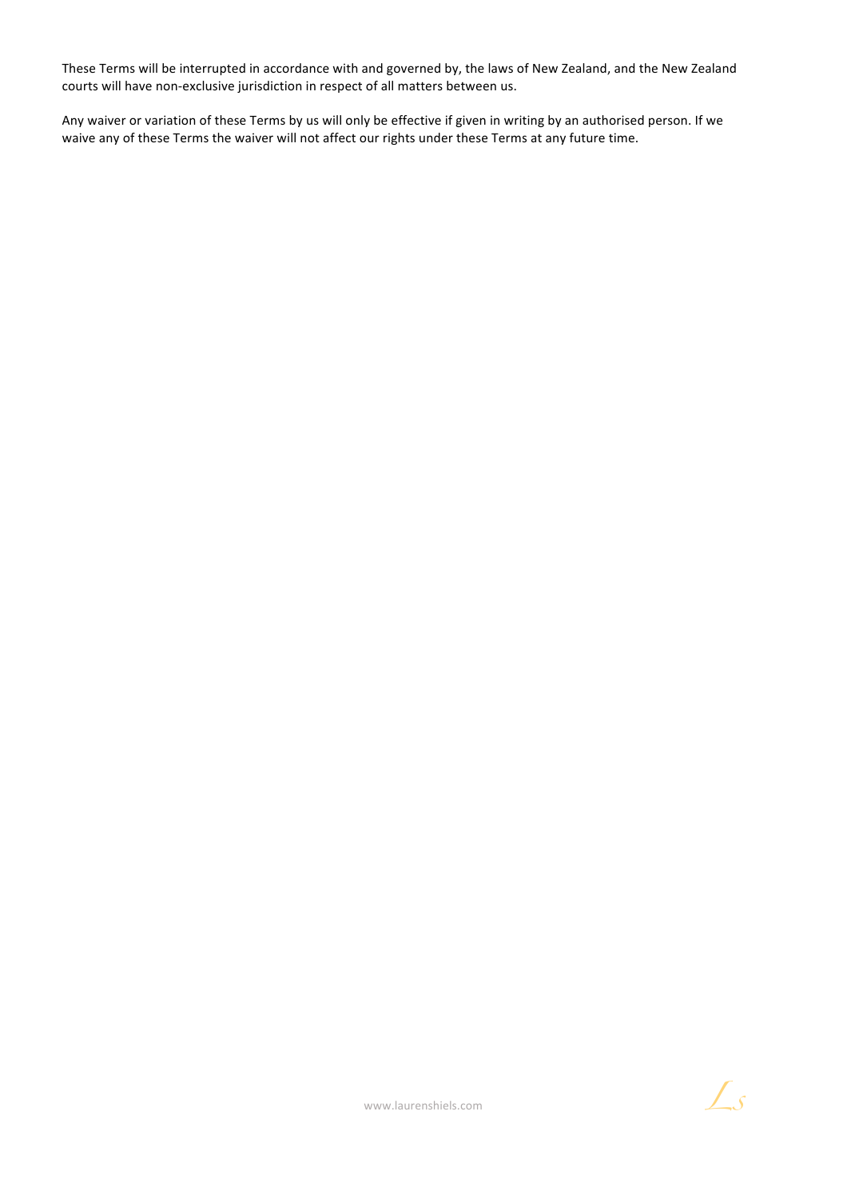These Terms will be interrupted in accordance with and governed by, the laws of New Zealand, and the New Zealand courts will have non-exclusive jurisdiction in respect of all matters between us.

Any waiver or variation of these Terms by us will only be effective if given in writing by an authorised person. If we waive any of these Terms the waiver will not affect our rights under these Terms at any future time.